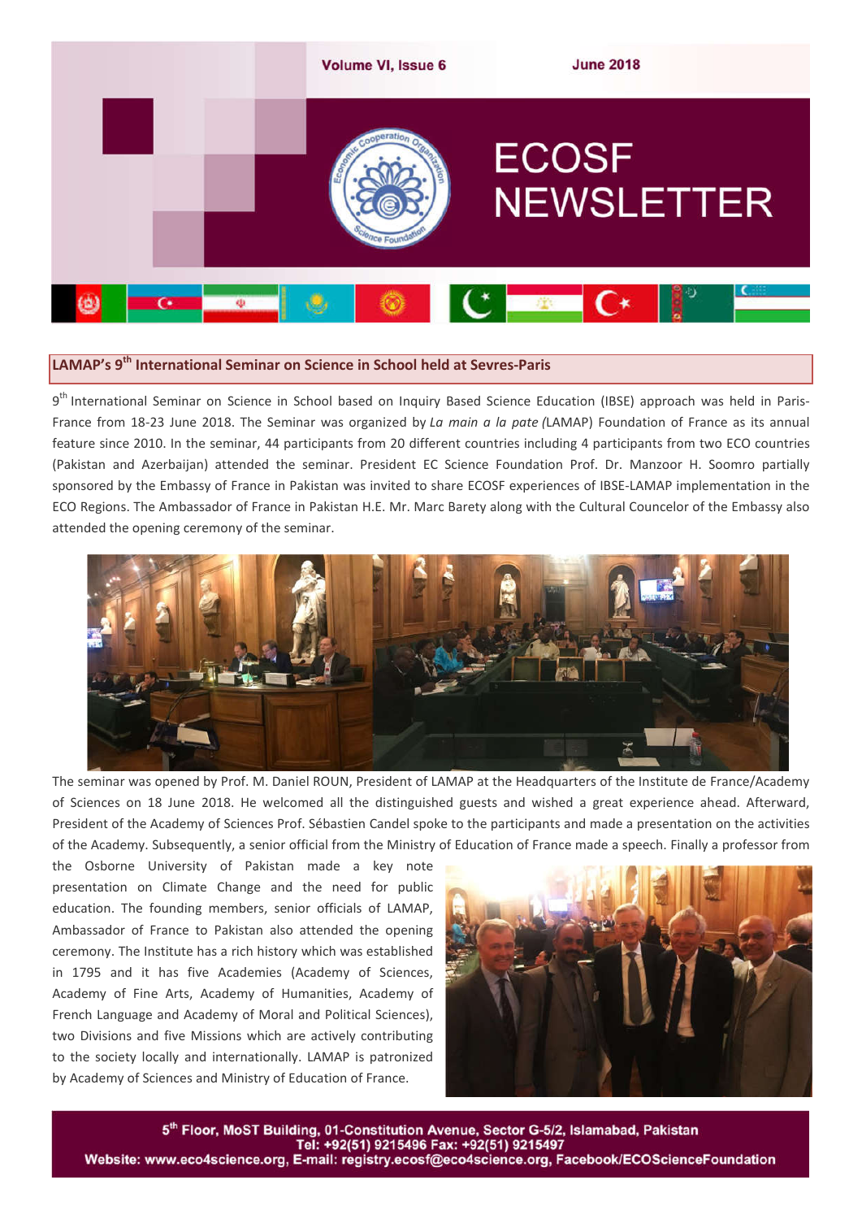# ECOSF NEWSLETTER

Volume VI, Issue 6 | June 2018

## LAMAP's 9th International Seminar on Science in School held at Sevres-Paris

9th International Seminar on Science in School based on Inquiry Based Science Education (IBSE) approach was held in Paris-France from 18-23 June 2018. The Seminar was organized by *La main a la pate (*LAMAP) Foundation of France as its annual feature since 2010. In the seminar, 44 participants from 20 different countries including 4 participants from two ECO countries (Pakistan and Azerbaijan) attended the seminar. President EC Science Foundation Prof. Dr. Manzoor H. Soomro partially sponsored by the Embassy of France in Pakistan was invited to share ECOSF experiences of IBSE-LAMAP implementation in the ECO Regions. The Ambassador of France in Pakistan H.E. Mr. Marc Barety along with the Cultural Councelor of the Embassy also attended the opening ceremony of the seminar.

The seminar was opened by Prof. M. Daniel ROUN, President of LAMAP at the Headquarters of the Institute de France/Academy of Sciences on 18 June 2018. He welcomed all the distinguished guests and wished a great experience ahead. Afterward, President of the Academy of Sciences Prof. Sébastien Candel spoke to the participants and made a presentation on the activities of the Academy. Subsequently, a senior official from the Ministry of Education of France made a speech. Finally a professor from the Osborne University of Pakistan made a key note presentation on Climate Change and the need for public education. The founding members, senior officials of LAMAP, Ambassador of France to Pakistan also attended the opening ceremony. The Institute has a rich history which was established in 1795 and it has five Academies (Academy of Sciences, Academy of Fine Arts, Academy of Humanities, Academy of French Language and Academy of Moral and Political Sciences), two Divisions and five Missions which are actively contributing to the society locally and internationally. LAMAP is patronized by Academy of Sciences and Ministry of Education of France.

5th Floor, MoST Building, 01-Constitution Avenue, Sector G-5/2, Islamabad, Pakistan
Tel: +92(51) 9215496 Fax: +92(51) 9215497
Website: www.eco4science.org, E-mail: registry.ecosf@eco4science.org, Facebook/ECOScienceFoundation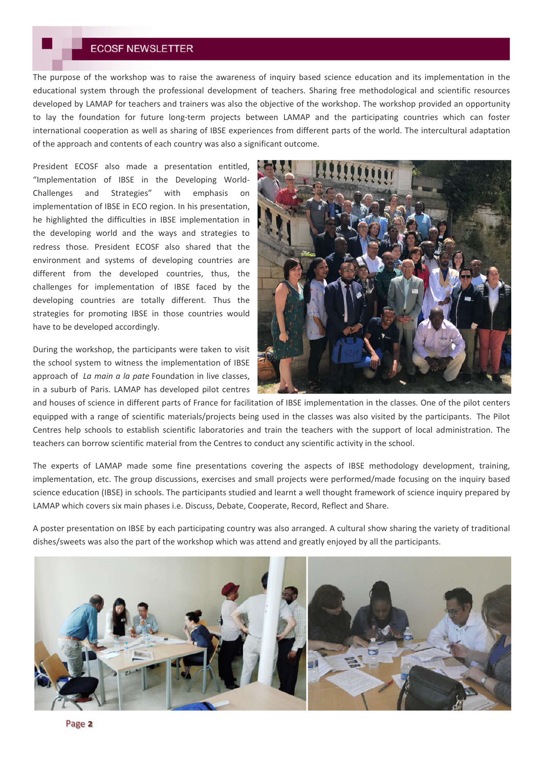The purpose of the workshop was to raise the awareness of inquiry based science education and its implementation in the educational system through the professional development of teachers. Sharing free methodological and scientific resources developed by LAMAP for teachers and trainers was also the objective of the workshop. The workshop provided an opportunity to lay the foundation for future long-term projects between LAMAP and the participating countries which can foster international cooperation as well as sharing of IBSE experiences from different parts of the world. The intercultural adaptation of the approach and contents of each country was also a significant outcome.

President ECOSF also made a presentation entitled, "Implementation of IBSE in the Developing World-Challenges and Strategies" with emphasis on implementation of IBSE in ECO region. In his presentation, he highlighted the difficulties in IBSE implementation in the developing world and the ways and strategies to redress those. President ECOSF also shared that the environment and systems of developing countries are different from the developed countries, thus, the challenges for implementation of IBSE faced by the developing countries are totally different. Thus the strategies for promoting IBSE in those countries would have to be developed accordingly.

During the workshop, the participants were taken to visit the school system to witness the implementation of IBSE approach of *La main a la pate* Foundation in live classes, in a suburb of Paris. LAMAP has developed pilot centres and houses of science in different parts of France for facilitation of IBSE implementation in the classes. One of the pilot centers equipped with a range of scientific materials/projects being used in the classes was also visited by the participants. The Pilot Centres help schools to establish scientific laboratories and train the teachers with the support of local administration. The teachers can borrow scientific material from the Centres to conduct any scientific activity in the school.

The experts of LAMAP made some fine presentations covering the aspects of IBSE methodology development, training, implementation, etc. The group discussions, exercises and small projects were performed/made focusing on the inquiry based science education (IBSE) in schools. The participants studied and learnt a well thought framework of science inquiry prepared by LAMAP which covers six main phases i.e. Discuss, Debate, Cooperate, Record, Reflect and Share.

A poster presentation on IBSE by each participating country was also arranged. A cultural show sharing the variety of traditional dishes/sweets was also the part of the workshop which was attend and greatly enjoyed by all the participants.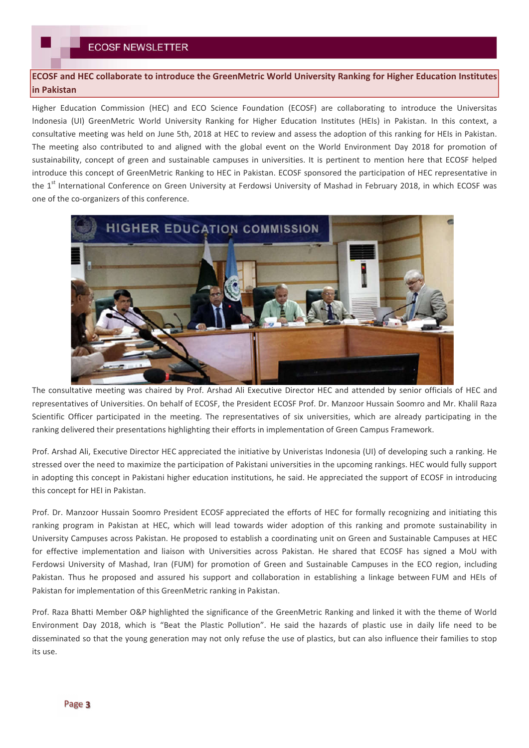## ECOSF and HEC collaborate to introduce the GreenMetric World University Ranking for Higher Education Institutes in Pakistan

Higher Education Commission (HEC) and ECO Science Foundation (ECOSF) are collaborating to introduce the Universitas Indonesia (UI) GreenMetric World University Ranking for Higher Education Institutes (HEIs) in Pakistan. In this context, a consultative meeting was held on June 5th, 2018 at HEC to review and assess the adoption of this ranking for HEIs in Pakistan. The meeting also contributed to and aligned with the global event on the World Environment Day 2018 for promotion of sustainability, concept of green and sustainable campuses in universities. It is pertinent to mention here that ECOSF helped introduce this concept of GreenMetric Ranking to HEC in Pakistan. ECOSF sponsored the participation of HEC representative in the 1st International Conference on Green University at Ferdowsi University of Mashad in February 2018, in which ECOSF was one of the co-organizers of this conference.

The consultative meeting was chaired by Prof. Arshad Ali Executive Director HEC and attended by senior officials of HEC and representatives of Universities. On behalf of ECOSF, the President ECOSF Prof. Dr. Manzoor Hussain Soomro and Mr. Khalil Raza Scientific Officer participated in the meeting. The representatives of six universities, which are already participating in the ranking delivered their presentations highlighting their efforts in implementation of Green Campus Framework.

Prof. Arshad Ali, Executive Director HEC appreciated the initiative by Univeristas Indonesia (UI) of developing such a ranking. He stressed over the need to maximize the participation of Pakistani universities in the upcoming rankings. HEC would fully support in adopting this concept in Pakistani higher education institutions, he said. He appreciated the support of ECOSF in introducing this concept for HEI in Pakistan.

Prof. Dr. Manzoor Hussain Soomro President ECOSF appreciated the efforts of HEC for formally recognizing and initiating this ranking program in Pakistan at HEC, which will lead towards wider adoption of this ranking and promote sustainability in University Campuses across Pakistan. He proposed to establish a coordinating unit on Green and Sustainable Campuses at HEC for effective implementation and liaison with Universities across Pakistan. He shared that ECOSF has signed a MoU with Ferdowsi University of Mashad, Iran (FUM) for promotion of Green and Sustainable Campuses in the ECO region, including Pakistan. Thus he proposed and assured his support and collaboration in establishing a linkage between FUM and HEIs of Pakistan for implementation of this GreenMetric ranking in Pakistan.

Prof. Raza Bhatti Member O&P highlighted the significance of the GreenMetric Ranking and linked it with the theme of World Environment Day 2018, which is “Beat the Plastic Pollution”. He said the hazards of plastic use in daily life need to be disseminated so that the young generation may not only refuse the use of plastics, but can also influence their families to stop its use.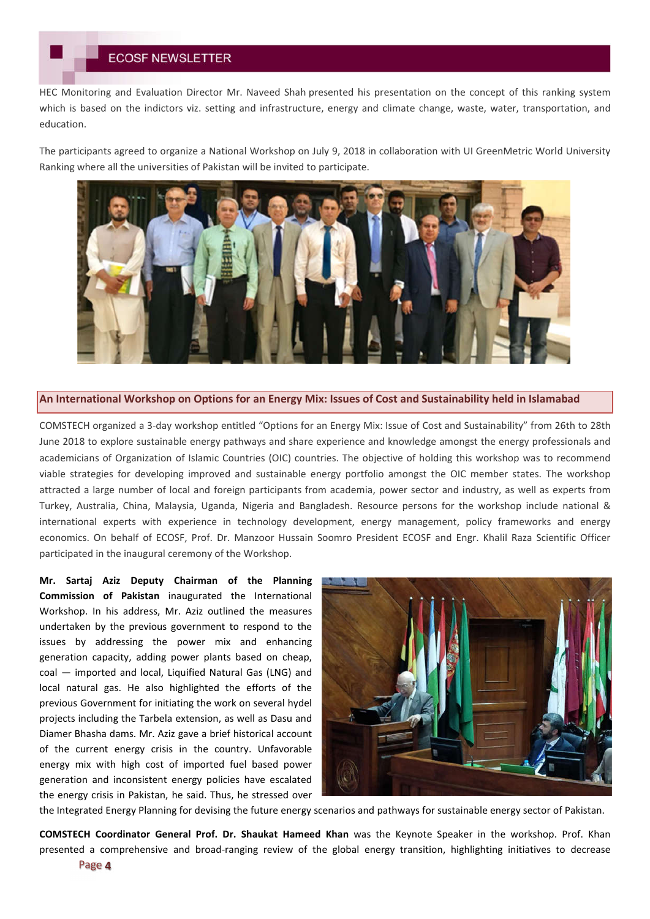HEC Monitoring and Evaluation Director Mr. Naveed Shah presented his presentation on the concept of this ranking system which is based on the indictors viz. setting and infrastructure, energy and climate change, waste, water, transportation, and education.

The participants agreed to organize a National Workshop on July 9, 2018 in collaboration with UI GreenMetric World University Ranking where all the universities of Pakistan will be invited to participate.

## An International Workshop on Options for an Energy Mix: Issues of Cost and Sustainability held in Islamabad

COMSTECH organized a 3-day workshop entitled "Options for an Energy Mix: Issue of Cost and Sustainability" from 26th to 28th June 2018 to explore sustainable energy pathways and share experience and knowledge amongst the energy professionals and academicians of Organization of Islamic Countries (OIC) countries. The objective of holding this workshop was to recommend viable strategies for developing improved and sustainable energy portfolio amongst the OIC member states. The workshop attracted a large number of local and foreign participants from academia, power sector and industry, as well as experts from Turkey, Australia, China, Malaysia, Uganda, Nigeria and Bangladesh. Resource persons for the workshop include national & international experts with experience in technology development, energy management, policy frameworks and energy economics. On behalf of ECOSF, Prof. Dr. Manzoor Hussain Soomro President ECOSF and Engr. Khalil Raza Scientific Officer participated in the inaugural ceremony of the Workshop.

**Mr. Sartaj Aziz Deputy Chairman of the Planning Commission of Pakistan** inaugurated the International Workshop. In his address, Mr. Aziz outlined the measures undertaken by the previous government to respond to the issues by addressing the power mix and enhancing generation capacity, adding power plants based on cheap, coal — imported and local, Liquified Natural Gas (LNG) and local natural gas. He also highlighted the efforts of the previous Government for initiating the work on several hydel projects including the Tarbela extension, as well as Dasu and Diamer Bhasha dams. Mr. Aziz gave a brief historical account of the current energy crisis in the country. Unfavorable energy mix with high cost of imported fuel based power generation and inconsistent energy policies have escalated the energy crisis in Pakistan, he said. Thus, he stressed over the Integrated Energy Planning for devising the future energy scenarios and pathways for sustainable energy sector of Pakistan.

**COMSTECH Coordinator General Prof. Dr. Shaukat Hameed Khan** was the Keynote Speaker in the workshop. Prof. Khan presented a comprehensive and broad-ranging review of the global energy transition, highlighting initiatives to decrease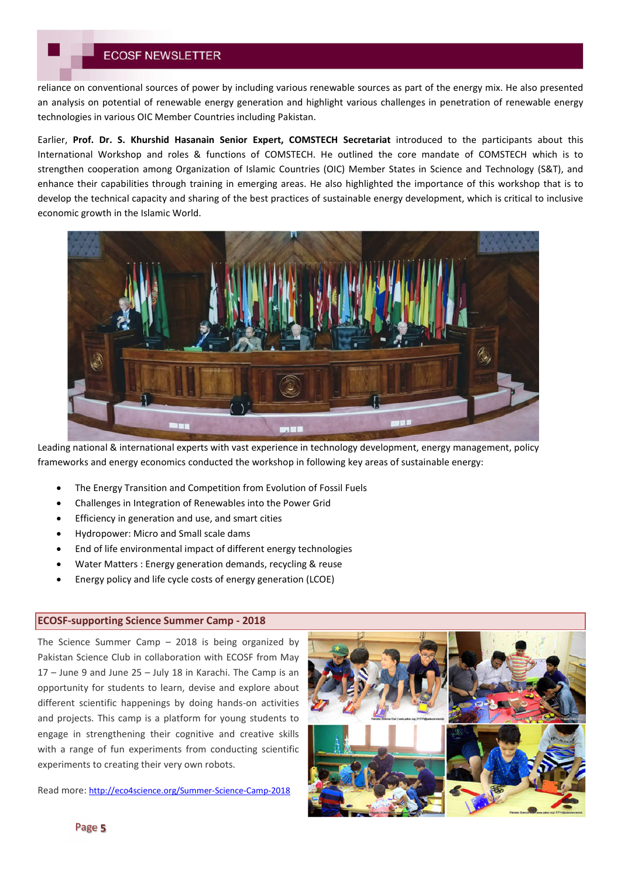reliance on conventional sources of power by including various renewable sources as part of the energy mix. He also presented an analysis on potential of renewable energy generation and highlight various challenges in penetration of renewable energy technologies in various OIC Member Countries including Pakistan.

Earlier, **Prof. Dr. S. Khurshid Hasanain Senior Expert, COMSTECH Secretariat** introduced to the participants about this International Workshop and roles & functions of COMSTECH. He outlined the core mandate of COMSTECH which is to strengthen cooperation among Organization of Islamic Countries (OIC) Member States in Science and Technology (S&T), and enhance their capabilities through training in emerging areas. He also highlighted the importance of this workshop that is to develop the technical capacity and sharing of the best practices of sustainable energy development, which is critical to inclusive economic growth in the Islamic World.

Leading national & international experts with vast experience in technology development, energy management, policy frameworks and energy economics conducted the workshop in following key areas of sustainable energy:

- The Energy Transition and Competition from Evolution of Fossil Fuels
- Challenges in Integration of Renewables into the Power Grid
- Efficiency in generation and use, and smart cities
- Hydropower: Micro and Small scale dams
- End of life environmental impact of different energy technologies
- Water Matters : Energy generation demands, recycling & reuse
- Energy policy and life cycle costs of energy generation (LCOE)

## ECOSF-supporting Science Summer Camp - 2018

The Science Summer Camp – 2018 is being organized by Pakistan Science Club in collaboration with ECOSF from May 17 – June 9 and June 25 – July 18 in Karachi. The Camp is an opportunity for students to learn, devise and explore about different scientific happenings by doing hands-on activities and projects. This camp is a platform for young students to engage in strengthening their cognitive and creative skills with a range of fun experiments from conducting scientific experiments to creating their very own robots.

Read more: http://eco4science.org/Summer-Science-Camp-2018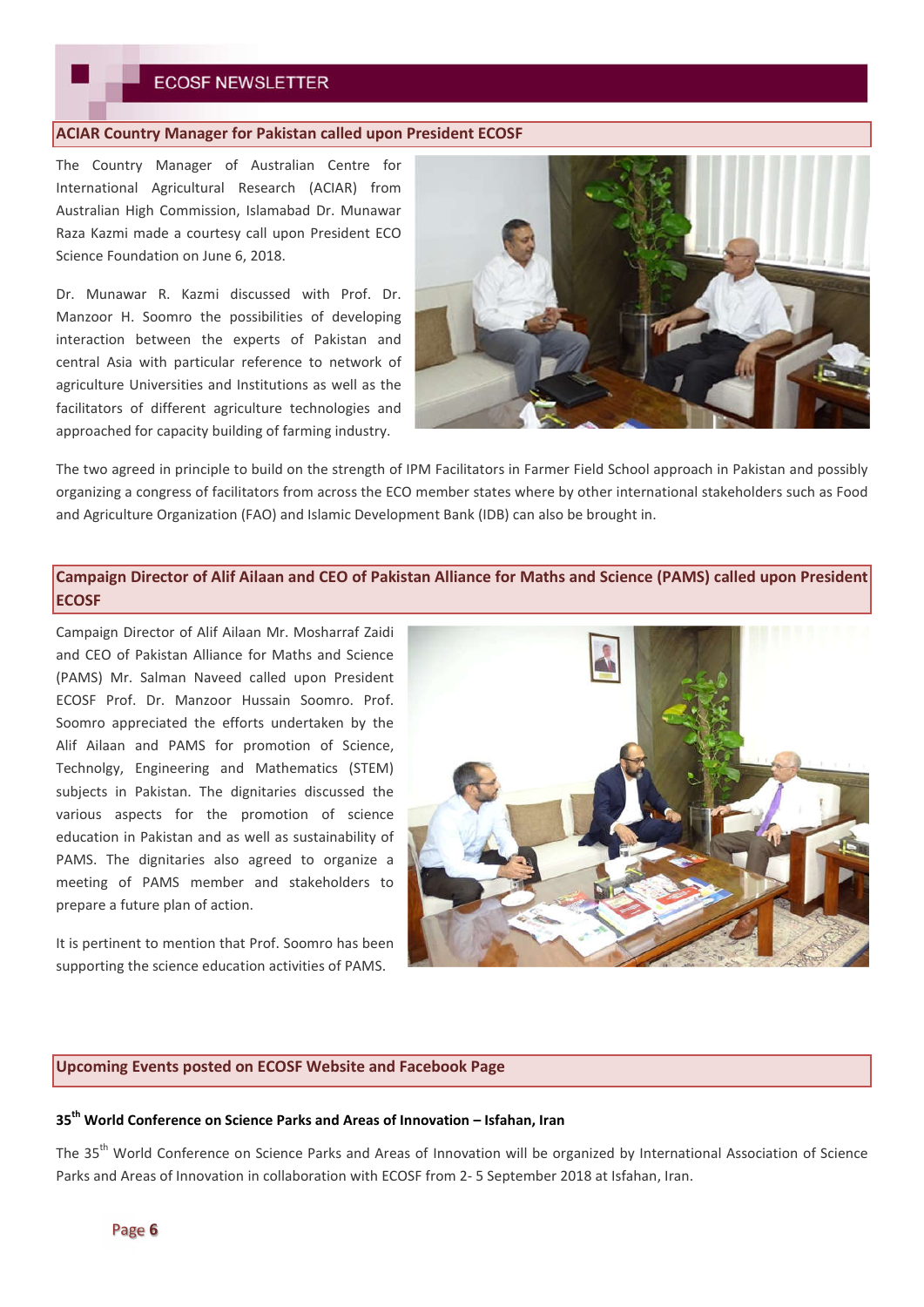## ACIAR Country Manager for Pakistan called upon President ECOSF

The Country Manager of Australian Centre for International Agricultural Research (ACIAR) from Australian High Commission, Islamabad Dr. Munawar Raza Kazmi made a courtesy call upon President ECO Science Foundation on June 6, 2018.

Dr. Munawar R. Kazmi discussed with Prof. Dr. Manzoor H. Soomro the possibilities of developing interaction between the experts of Pakistan and central Asia with particular reference to network of agriculture Universities and Institutions as well as the facilitators of different agriculture technologies and approached for capacity building of farming industry.

The two agreed in principle to build on the strength of IPM Facilitators in Farmer Field School approach in Pakistan and possibly organizing a congress of facilitators from across the ECO member states where by other international stakeholders such as Food and Agriculture Organization (FAO) and Islamic Development Bank (IDB) can also be brought in.

## Campaign Director of Alif Ailaan and CEO of Pakistan Alliance for Maths and Science (PAMS) called upon President ECOSF

Campaign Director of Alif Ailaan Mr. Mosharraf Zaidi and CEO of Pakistan Alliance for Maths and Science (PAMS) Mr. Salman Naveed called upon President ECOSF Prof. Dr. Manzoor Hussain Soomro. Prof. Soomro appreciated the efforts undertaken by the Alif Ailaan and PAMS for promotion of Science, Technolgy, Engineering and Mathematics (STEM) subjects in Pakistan. The dignitaries discussed the various aspects for the promotion of science education in Pakistan and as well as sustainability of PAMS. The dignitaries also agreed to organize a meeting of PAMS member and stakeholders to prepare a future plan of action.

It is pertinent to mention that Prof. Soomro has been supporting the science education activities of PAMS.

## Upcoming Events posted on ECOSF Website and Facebook Page

### 35th World Conference on Science Parks and Areas of Innovation – Isfahan, Iran

The 35th World Conference on Science Parks and Areas of Innovation will be organized by International Association of Science Parks and Areas of Innovation in collaboration with ECOSF from 2- 5 September 2018 at Isfahan, Iran.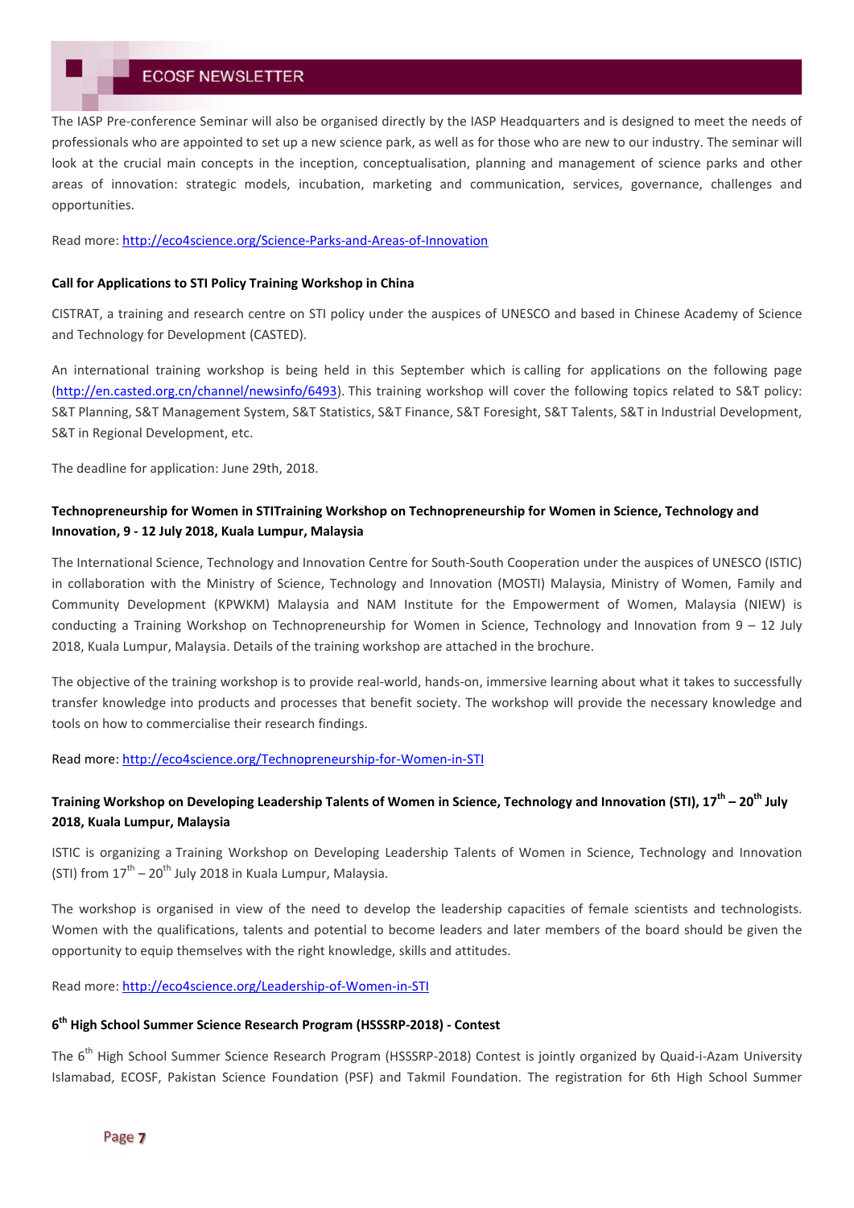The IASP Pre-conference Seminar will also be organised directly by the IASP Headquarters and is designed to meet the needs of professionals who are appointed to set up a new science park, as well as for those who are new to our industry. The seminar will look at the crucial main concepts in the inception, conceptualisation, planning and management of science parks and other areas of innovation: strategic models, incubation, marketing and communication, services, governance, challenges and opportunities.

Read more: http://eco4science.org/Science-Parks-and-Areas-of-Innovation

**Call for Applications to STI Policy Training Workshop in China**

CISTRAT, a training and research centre on STI policy under the auspices of UNESCO and based in Chinese Academy of Science and Technology for Development (CASTED).

An international training workshop is being held in this September which is calling for applications on the following page (http://en.casted.org.cn/channel/newsinfo/6493). This training workshop will cover the following topics related to S&T policy: S&T Planning, S&T Management System, S&T Statistics, S&T Finance, S&T Foresight, S&T Talents, S&T in Industrial Development, S&T in Regional Development, etc.

The deadline for application: June 29th, 2018.

**Technopreneurship for Women in STITraining Workshop on Technopreneurship for Women in Science, Technology and Innovation, 9 - 12 July 2018, Kuala Lumpur, Malaysia**

The International Science, Technology and Innovation Centre for South-South Cooperation under the auspices of UNESCO (ISTIC) in collaboration with the Ministry of Science, Technology and Innovation (MOSTI) Malaysia, Ministry of Women, Family and Community Development (KPWKM) Malaysia and NAM Institute for the Empowerment of Women, Malaysia (NIEW) is conducting a Training Workshop on Technopreneurship for Women in Science, Technology and Innovation from 9 – 12 July 2018, Kuala Lumpur, Malaysia. Details of the training workshop are attached in the brochure.

The objective of the training workshop is to provide real-world, hands-on, immersive learning about what it takes to successfully transfer knowledge into products and processes that benefit society. The workshop will provide the necessary knowledge and tools on how to commercialise their research findings.

Read more: http://eco4science.org/Technopreneurship-for-Women-in-STI

**Training Workshop on Developing Leadership Talents of Women in Science, Technology and Innovation (STI), 17th – 20th July 2018, Kuala Lumpur, Malaysia**

ISTIC is organizing a Training Workshop on Developing Leadership Talents of Women in Science, Technology and Innovation (STI) from 17th – 20th July 2018 in Kuala Lumpur, Malaysia.

The workshop is organised in view of the need to develop the leadership capacities of female scientists and technologists. Women with the qualifications, talents and potential to become leaders and later members of the board should be given the opportunity to equip themselves with the right knowledge, skills and attitudes.

Read more: http://eco4science.org/Leadership-of-Women-in-STI

**6th High School Summer Science Research Program (HSSSRP-2018) - Contest**

The 6th High School Summer Science Research Program (HSSSRP-2018) Contest is jointly organized by Quaid-i-Azam University Islamabad, ECOSF, Pakistan Science Foundation (PSF) and Takmil Foundation. The registration for 6th High School Summer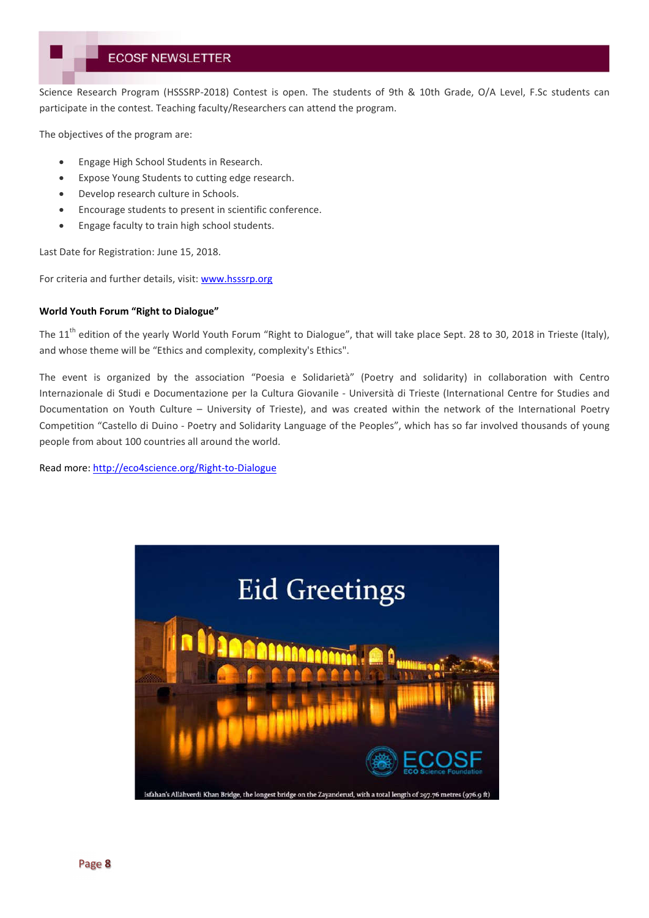Science Research Program (HSSSRP-2018) Contest is open. The students of 9th & 10th Grade, O/A Level, F.Sc students can participate in the contest. Teaching faculty/Researchers can attend the program.

The objectives of the program are:

- Engage High School Students in Research.
- Expose Young Students to cutting edge research.
- Develop research culture in Schools.
- Encourage students to present in scientific conference.
- Engage faculty to train high school students.

Last Date for Registration: June 15, 2018.

For criteria and further details, visit: www.hsssrp.org

**World Youth Forum "Right to Dialogue"**

The 11th edition of the yearly World Youth Forum "Right to Dialogue", that will take place Sept. 28 to 30, 2018 in Trieste (Italy), and whose theme will be "Ethics and complexity, complexity's Ethics".

The event is organized by the association "Poesia e Solidarietà" (Poetry and solidarity) in collaboration with Centro Internazionale di Studi e Documentazione per la Cultura Giovanile - Università di Trieste (International Centre for Studies and Documentation on Youth Culture – University of Trieste), and was created within the network of the International Poetry Competition "Castello di Duino - Poetry and Solidarity Language of the Peoples", which has so far involved thousands of young people from about 100 countries all around the world.

Read more: http://eco4science.org/Right-to-Dialogue

Eid Greetings

ECOSF
ECO Science Foundation

Isfahan's Allāhverdi Khan Bridge, the longest bridge on the Zayanderud, with a total length of 297.76 metres (976.9 ft)